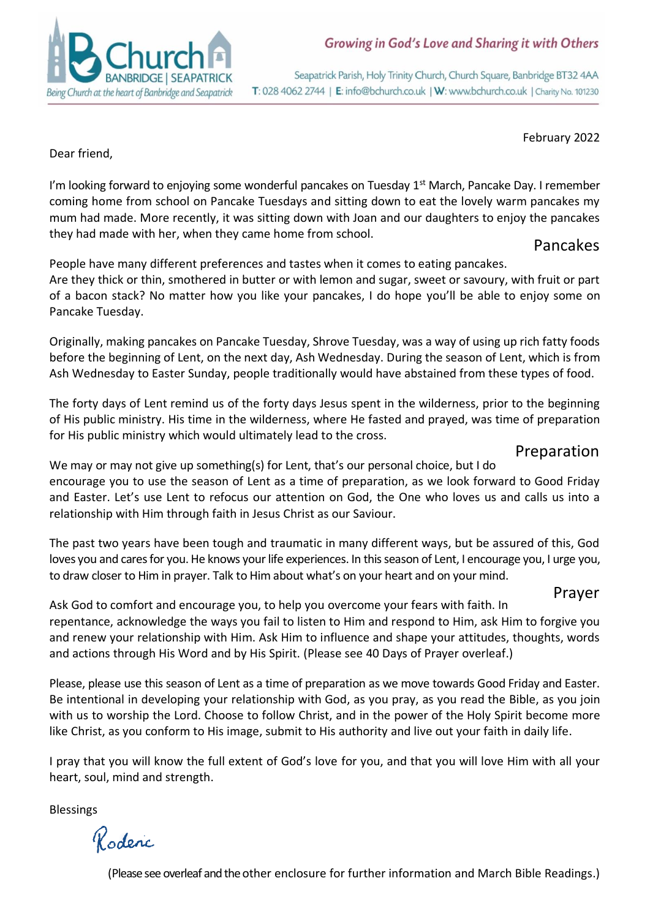Church BANBRIDGE | SEAPATRICK

*Being Church at the heart of Banbridge and Seapatrick*

*Growing in God's Love and Sharing it with Others*

Seapatrick Parish, Holy Trinity Church, Church Square, Banbridge BT32 4AA
T: 028 4062 2744 | E: info@bchurch.co.uk | W: www.bchurch.co.uk | Charity No. 101230

February 2022

Dear friend,

I'm looking forward to enjoying some wonderful pancakes on Tuesday 1st March, Pancake Day. I remember coming home from school on Pancake Tuesdays and sitting down to eat the lovely warm pancakes my mum had made. More recently, it was sitting down with Joan and our daughters to enjoy the pancakes they had made with her, when they came home from school.

## Pancakes

People have many different preferences and tastes when it comes to eating pancakes.
Are they thick or thin, smothered in butter or with lemon and sugar, sweet or savoury, with fruit or part of a bacon stack? No matter how you like your pancakes, I do hope you'll be able to enjoy some on Pancake Tuesday.

Originally, making pancakes on Pancake Tuesday, Shrove Tuesday, was a way of using up rich fatty foods before the beginning of Lent, on the next day, Ash Wednesday. During the season of Lent, which is from Ash Wednesday to Easter Sunday, people traditionally would have abstained from these types of food.

The forty days of Lent remind us of the forty days Jesus spent in the wilderness, prior to the beginning of His public ministry. His time in the wilderness, where He fasted and prayed, was time of preparation for His public ministry which would ultimately lead to the cross.

## Preparation

We may or may not give up something(s) for Lent, that's our personal choice, but I do encourage you to use the season of Lent as a time of preparation, as we look forward to Good Friday and Easter. Let's use Lent to refocus our attention on God, the One who loves us and calls us into a relationship with Him through faith in Jesus Christ as our Saviour.

The past two years have been tough and traumatic in many different ways, but be assured of this, God loves you and cares for you. He knows your life experiences. In this season of Lent, I encourage you, I urge you, to draw closer to Him in prayer. Talk to Him about what's on your heart and on your mind.

## Prayer

Ask God to comfort and encourage you, to help you overcome your fears with faith. In repentance, acknowledge the ways you fail to listen to Him and respond to Him, ask Him to forgive you and renew your relationship with Him. Ask Him to influence and shape your attitudes, thoughts, words and actions through His Word and by His Spirit. (Please see 40 Days of Prayer overleaf.)

Please, please use this season of Lent as a time of preparation as we move towards Good Friday and Easter. Be intentional in developing your relationship with God, as you pray, as you read the Bible, as you join with us to worship the Lord. Choose to follow Christ, and in the power of the Holy Spirit become more like Christ, as you conform to His image, submit to His authority and live out your faith in daily life.

I pray that you will know the full extent of God's love for you, and that you will love Him with all your heart, soul, mind and strength.

Blessings

Roderic

(Please see overleaf and the other enclosure for further information and March Bible Readings.)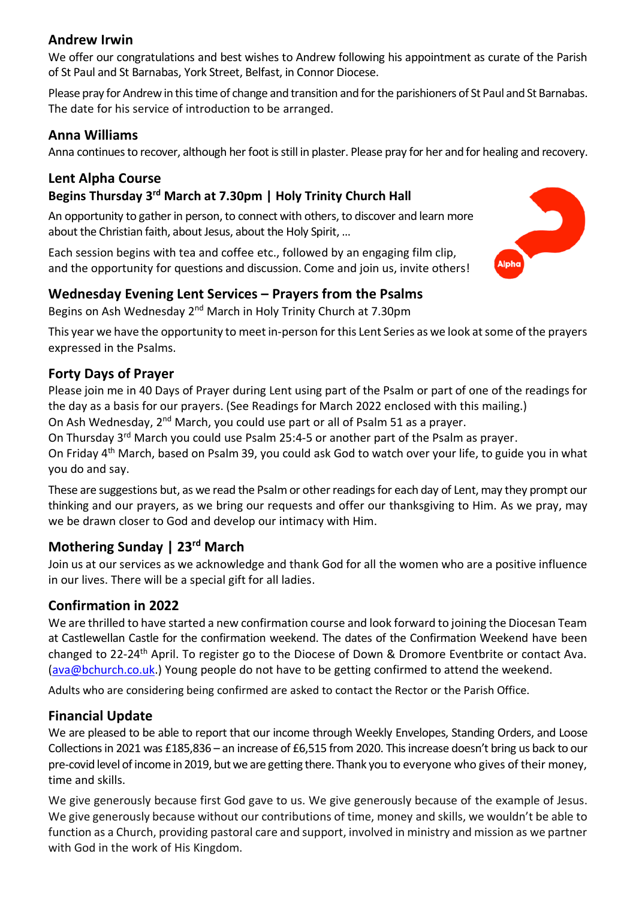## Andrew Irwin

We offer our congratulations and best wishes to Andrew following his appointment as curate of the Parish of St Paul and St Barnabas, York Street, Belfast, in Connor Diocese.

Please pray for Andrew in this time of change and transition and for the parishioners of St Paul and St Barnabas. The date for his service of introduction to be arranged.

## Anna Williams

Anna continues to recover, although her foot is still in plaster. Please pray for her and for healing and recovery.

## Lent Alpha Course

### Begins Thursday 3rd March at 7.30pm | Holy Trinity Church Hall

An opportunity to gather in person, to connect with others, to discover and learn more about the Christian faith, about Jesus, about the Holy Spirit, …

Each session begins with tea and coffee etc., followed by an engaging film clip, and the opportunity for questions and discussion. Come and join us, invite others!

## Wednesday Evening Lent Services – Prayers from the Psalms

Begins on Ash Wednesday 2nd March in Holy Trinity Church at 7.30pm

This year we have the opportunity to meet in-person for this Lent Series as we look at some of the prayers expressed in the Psalms.

## Forty Days of Prayer

Please join me in 40 Days of Prayer during Lent using part of the Psalm or part of one of the readings for the day as a basis for our prayers. (See Readings for March 2022 enclosed with this mailing.)
On Ash Wednesday, 2nd March, you could use part or all of Psalm 51 as a prayer.
On Thursday 3rd March you could use Psalm 25:4-5 or another part of the Psalm as prayer.
On Friday 4th March, based on Psalm 39, you could ask God to watch over your life, to guide you in what you do and say.

These are suggestions but, as we read the Psalm or other readings for each day of Lent, may they prompt our thinking and our prayers, as we bring our requests and offer our thanksgiving to Him. As we pray, may we be drawn closer to God and develop our intimacy with Him.

## Mothering Sunday | 23rd March

Join us at our services as we acknowledge and thank God for all the women who are a positive influence in our lives. There will be a special gift for all ladies.

## Confirmation in 2022

We are thrilled to have started a new confirmation course and look forward to joining the Diocesan Team at Castlewellan Castle for the confirmation weekend. The dates of the Confirmation Weekend have been changed to 22-24th April. To register go to the Diocese of Down & Dromore Eventbrite or contact Ava. (ava@bchurch.co.uk.) Young people do not have to be getting confirmed to attend the weekend.

Adults who are considering being confirmed are asked to contact the Rector or the Parish Office.

## Financial Update

We are pleased to be able to report that our income through Weekly Envelopes, Standing Orders, and Loose Collections in 2021 was £185,836 – an increase of £6,515 from 2020. This increase doesn't bring us back to our pre-covid level of income in 2019, but we are getting there. Thank you to everyone who gives of their money, time and skills.

We give generously because first God gave to us. We give generously because of the example of Jesus. We give generously because without our contributions of time, money and skills, we wouldn't be able to function as a Church, providing pastoral care and support, involved in ministry and mission as we partner with God in the work of His Kingdom.